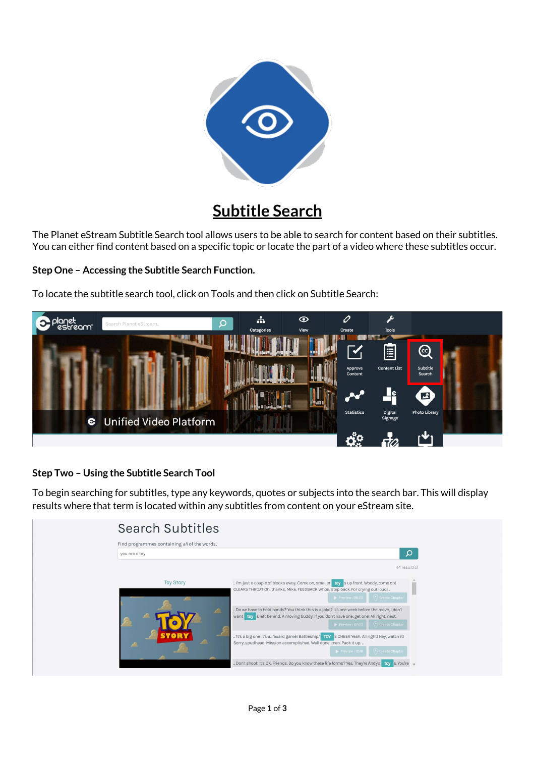# Subtitle Search

The Planet eStream Subtitle Search tool allows users to be able to search for content based on their subtitles. You can either find content based on a specific topic or locate the part of a video where these subtitles occur.

**Step One – Accessing the Subtitle Search Function.**

To locate the subtitle search tool, click on Tools and then click on Subtitle Search:

**Step Two – Using the Subtitle Search Tool**

To begin searching for subtitles, type any keywords, quotes or subjects into the search bar. This will display results where that term is located within any subtitles from content on your eStream site.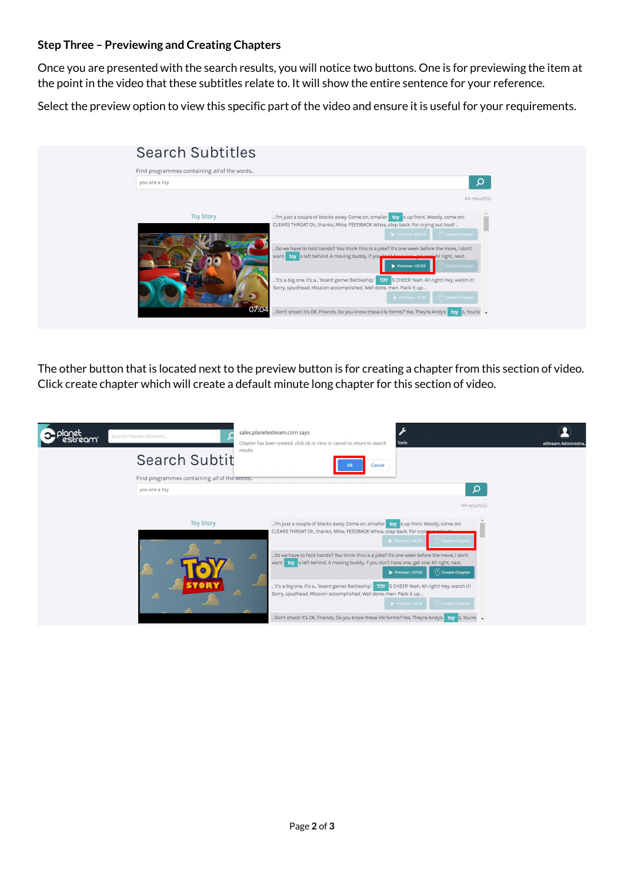**Step Three – Previewing and Creating Chapters**

Once you are presented with the search results, you will notice two buttons. One is for previewing the item at the point in the video that these subtitles relate to. It will show the entire sentence for your reference.

Select the preview option to view this specific part of the video and ensure it is useful for your requirements.

The other button that is located next to the preview button is for creating a chapter from this section of video. Click create chapter which will create a default minute long chapter for this section of video.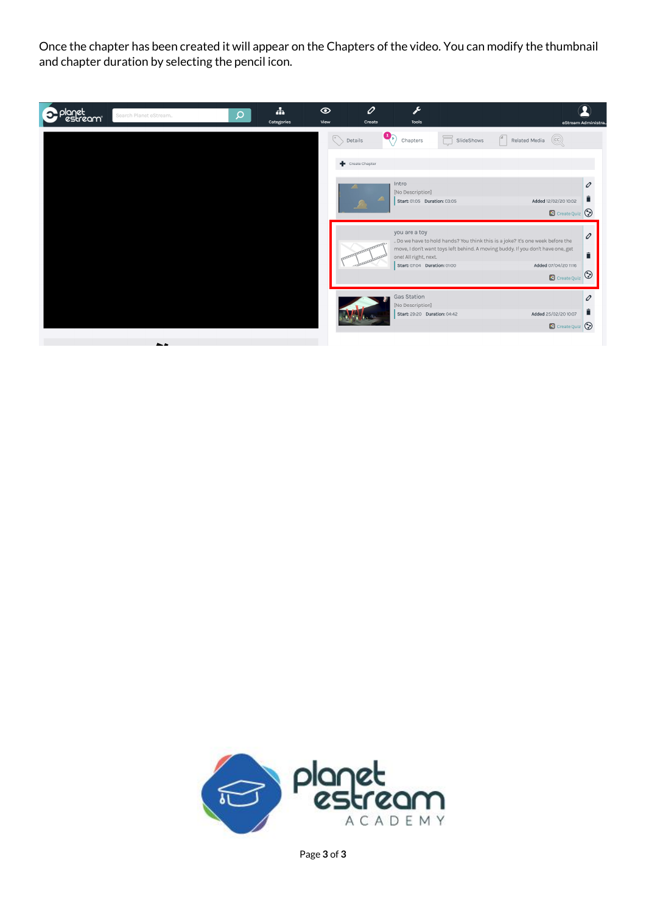Once the chapter has been created it will appear on the Chapters of the video. You can modify the thumbnail and chapter duration by selecting the pencil icon.